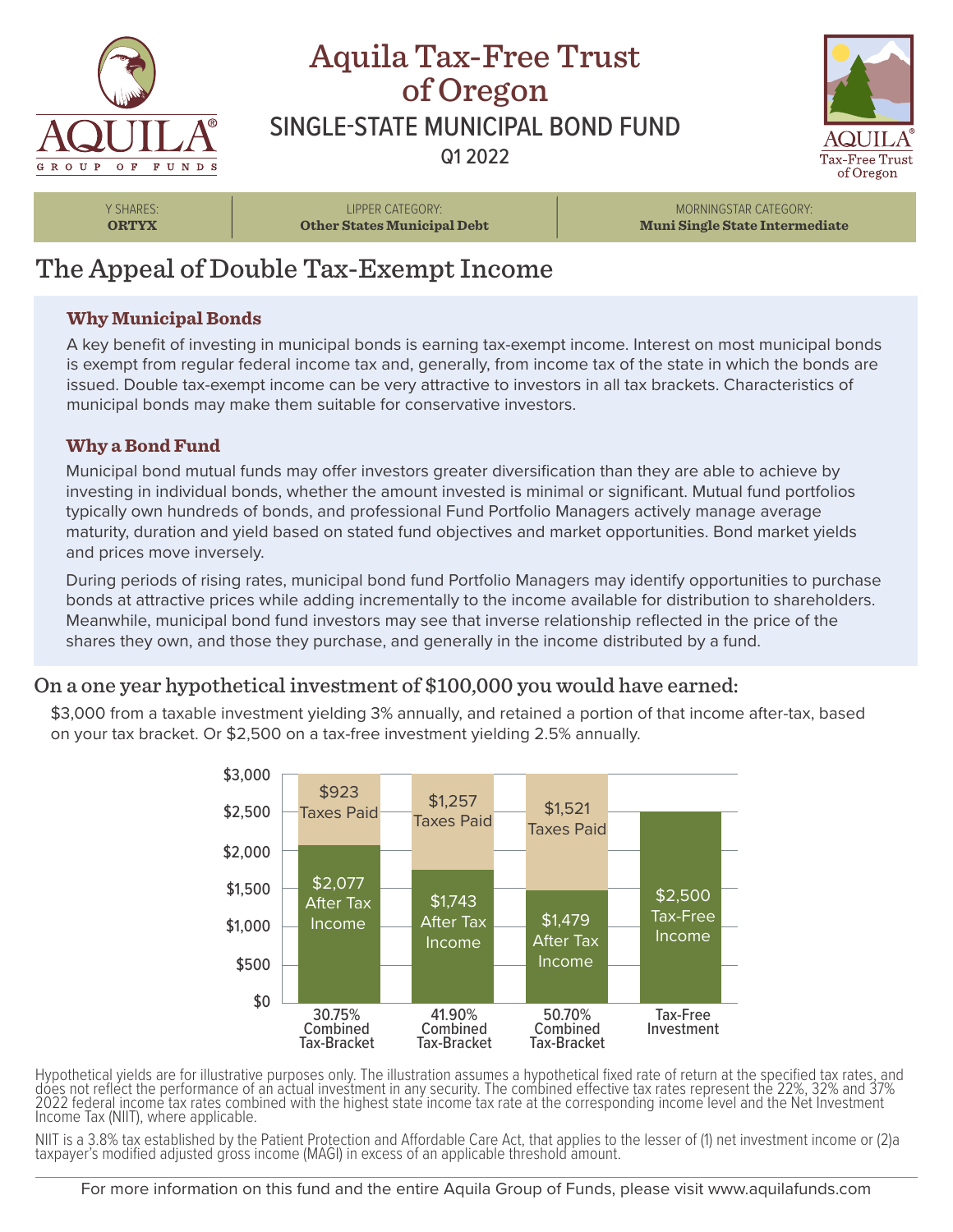# Aquila Tax-Free Trust of Oregon

## SINGLE-STATE MUNICIPAL BOND FUND

Q1 2022

| Y SHARES: | LIPPER CATEGORY: | MORNINGSTAR CATEGORY: |
|---|---|---|
| **ORTYX** | **Other States Municipal Debt** | **Muni Single State Intermediate** |

## The Appeal of Double Tax-Exempt Income

### Why Municipal Bonds

A key benefit of investing in municipal bonds is earning tax-exempt income. Interest on most municipal bonds is exempt from regular federal income tax and, generally, from income tax of the state in which the bonds are issued. Double tax-exempt income can be very attractive to investors in all tax brackets. Characteristics of municipal bonds may make them suitable for conservative investors.

### Why a Bond Fund

Municipal bond mutual funds may offer investors greater diversification than they are able to achieve by investing in individual bonds, whether the amount invested is minimal or significant. Mutual fund portfolios typically own hundreds of bonds, and professional Fund Portfolio Managers actively manage average maturity, duration and yield based on stated fund objectives and market opportunities. Bond market yields and prices move inversely.

During periods of rising rates, municipal bond fund Portfolio Managers may identify opportunities to purchase bonds at attractive prices while adding incrementally to the income available for distribution to shareholders. Meanwhile, municipal bond fund investors may see that inverse relationship reflected in the price of the shares they own, and those they purchase, and generally in the income distributed by a fund.

## On a one year hypothetical investment of $100,000 you would have earned:

$3,000 from a taxable investment yielding 3% annually, and retained a portion of that income after-tax, based on your tax bracket. Or $2,500 on a tax-free investment yielding 2.5% annually.

| | 30.75% Combined Tax-Bracket | 41.90% Combined Tax-Bracket | 50.70% Combined Tax-Bracket | Tax-Free Investment |
|---|---|---|---|---|
| Taxes Paid | $923 | $1,257 | $1,521 | |
| After Tax Income | $2,077 | $1,743 | $1,479 | |
| Tax-Free Income | | | | $2,500 |

Hypothetical yields are for illustrative purposes only. The illustration assumes a hypothetical fixed rate of return at the specified tax rates, and does not reflect the performance of an actual investment in any security. The combined effective tax rates represent the 22%, 32% and 37% 2022 federal income tax rates combined with the highest state income tax rate at the corresponding income level and the Net Investment Income Tax (NIIT), where applicable.

NIIT is a 3.8% tax established by the Patient Protection and Affordable Care Act, that applies to the lesser of (1) net investment income or (2)a taxpayer's modified adjusted gross income (MAGI) in excess of an applicable threshold amount.

For more information on this fund and the entire Aquila Group of Funds, please visit www.aquilafunds.com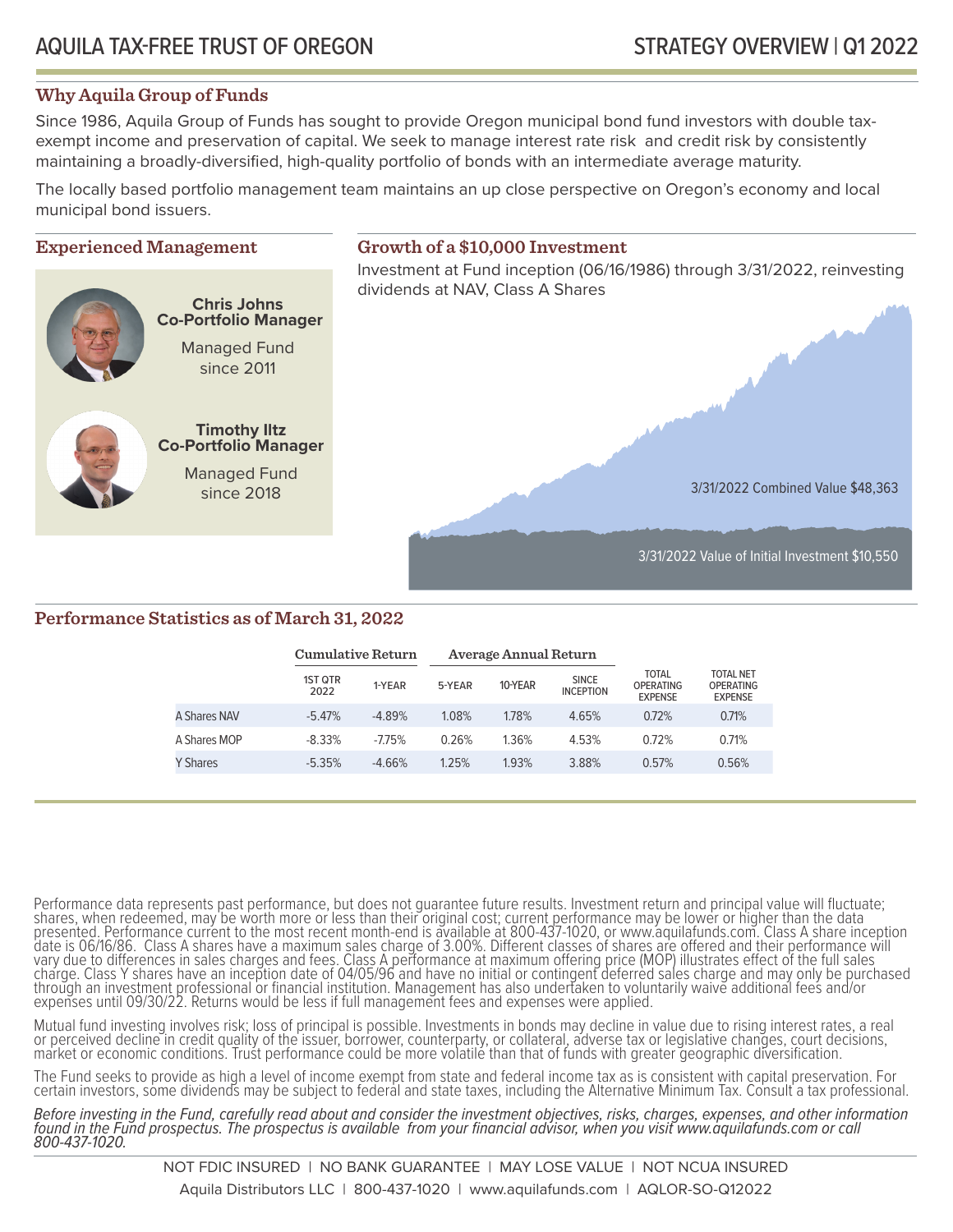# AQUILA TAX-FREE TRUST OF OREGON

## STRATEGY OVERVIEW | Q1 2022

### Why Aquila Group of Funds

Since 1986, Aquila Group of Funds has sought to provide Oregon municipal bond fund investors with double tax-exempt income and preservation of capital. We seek to manage interest rate risk and credit risk by consistently maintaining a broadly-diversified, high-quality portfolio of bonds with an intermediate average maturity.

The locally based portfolio management team maintains an up close perspective on Oregon's economy and local municipal bond issuers.

### Experienced Management

**Chris Johns**
**Co-Portfolio Manager**
Managed Fund since 2011

**Timothy Iltz**
**Co-Portfolio Manager**
Managed Fund since 2018

### Growth of a $10,000 Investment

Investment at Fund inception (06/16/1986) through 3/31/2022, reinvesting dividends at NAV, Class A Shares

3/31/2022 Combined Value $48,363

3/31/2022 Value of Initial Investment $10,550

### Performance Statistics as of March 31, 2022

| | Cumulative Return | | Average Annual Return | | | | |
|---|---|---|---|---|---|---|---|
| | 1ST QTR 2022 | 1-YEAR | 5-YEAR | 10-YEAR | SINCE INCEPTION | TOTAL OPERATING EXPENSE | TOTAL NET OPERATING EXPENSE |
| A Shares NAV | -5.47% | -4.89% | 1.08% | 1.78% | 4.65% | 0.72% | 0.71% |
| A Shares MOP | -8.33% | -7.75% | 0.26% | 1.36% | 4.53% | 0.72% | 0.71% |
| Y Shares | -5.35% | -4.66% | 1.25% | 1.93% | 3.88% | 0.57% | 0.56% |

Performance data represents past performance, but does not guarantee future results. Investment return and principal value will fluctuate; shares, when redeemed, may be worth more or less than their original cost; current performance may be lower or higher than the data presented. Performance current to the most recent month-end is available at 800-437-1020, or www.aquilafunds.com. Class A share inception date is 06/16/86. Class A shares have a maximum sales charge of 3.00%. Different classes of shares are offered and their performance will vary due to differences in sales charges and fees. Class A performance at maximum offering price (MOP) illustrates effect of the full sales charge. Class Y shares have an inception date of 04/05/96 and have no initial or contingent deferred sales charge and may only be purchased through an investment professional or financial institution. Management has also undertaken to voluntarily waive additional fees and/or expenses until 09/30/22. Returns would be less if full management fees and expenses were applied.

Mutual fund investing involves risk; loss of principal is possible. Investments in bonds may decline in value due to rising interest rates, a real or perceived decline in credit quality of the issuer, borrower, counterparty, or collateral, adverse tax or legislative changes, court decisions, market or economic conditions. Trust performance could be more volatile than that of funds with greater geographic diversification.

The Fund seeks to provide as high a level of income exempt from state and federal income tax as is consistent with capital preservation. For certain investors, some dividends may be subject to federal and state taxes, including the Alternative Minimum Tax. Consult a tax professional.

*Before investing in the Fund, carefully read about and consider the investment objectives, risks, charges, expenses, and other information found in the Fund prospectus. The prospectus is available from your financial advisor, when you visit www.aquilafunds.com or call 800-437-1020.*

NOT FDIC INSURED | NO BANK GUARANTEE | MAY LOSE VALUE | NOT NCUA INSURED

Aquila Distributors LLC | 800-437-1020 | www.aquilafunds.com | AQLOR-SO-Q12022